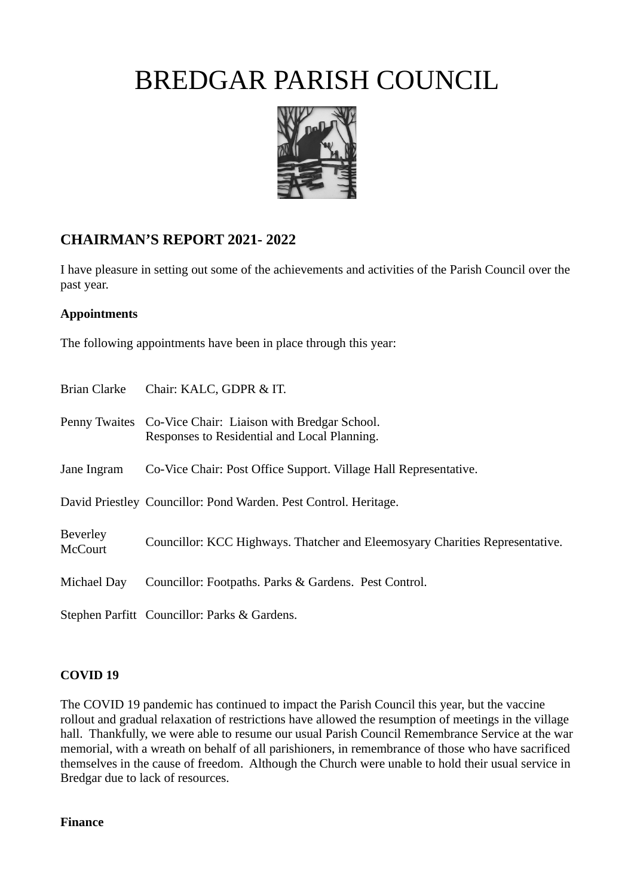# BREDGAR PARISH COUNCIL

## CHAIRMAN'S REPORT 2021- 2022

I have pleasure in setting out some of the achievements and activities of the Parish Council over the past year.

**Appointments**

The following appointments have been in place through this year:

| | |
|---|---|
| Brian Clarke | Chair: KALC, GDPR & IT. |
| Penny Twaites | Co-Vice Chair: Liaison with Bredgar School. Responses to Residential and Local Planning. |
| Jane Ingram | Co-Vice Chair: Post Office Support. Village Hall Representative. |
| David Priestley | Councillor: Pond Warden. Pest Control. Heritage. |
| Beverley McCourt | Councillor: KCC Highways. Thatcher and Eleemosyary Charities Representative. |
| Michael Day | Councillor: Footpaths. Parks & Gardens. Pest Control. |
| Stephen Parfitt | Councillor: Parks & Gardens. |

**COVID 19**

The COVID 19 pandemic has continued to impact the Parish Council this year, but the vaccine rollout and gradual relaxation of restrictions have allowed the resumption of meetings in the village hall. Thankfully, we were able to resume our usual Parish Council Remembrance Service at the war memorial, with a wreath on behalf of all parishioners, in remembrance of those who have sacrificed themselves in the cause of freedom. Although the Church were unable to hold their usual service in Bredgar due to lack of resources.

**Finance**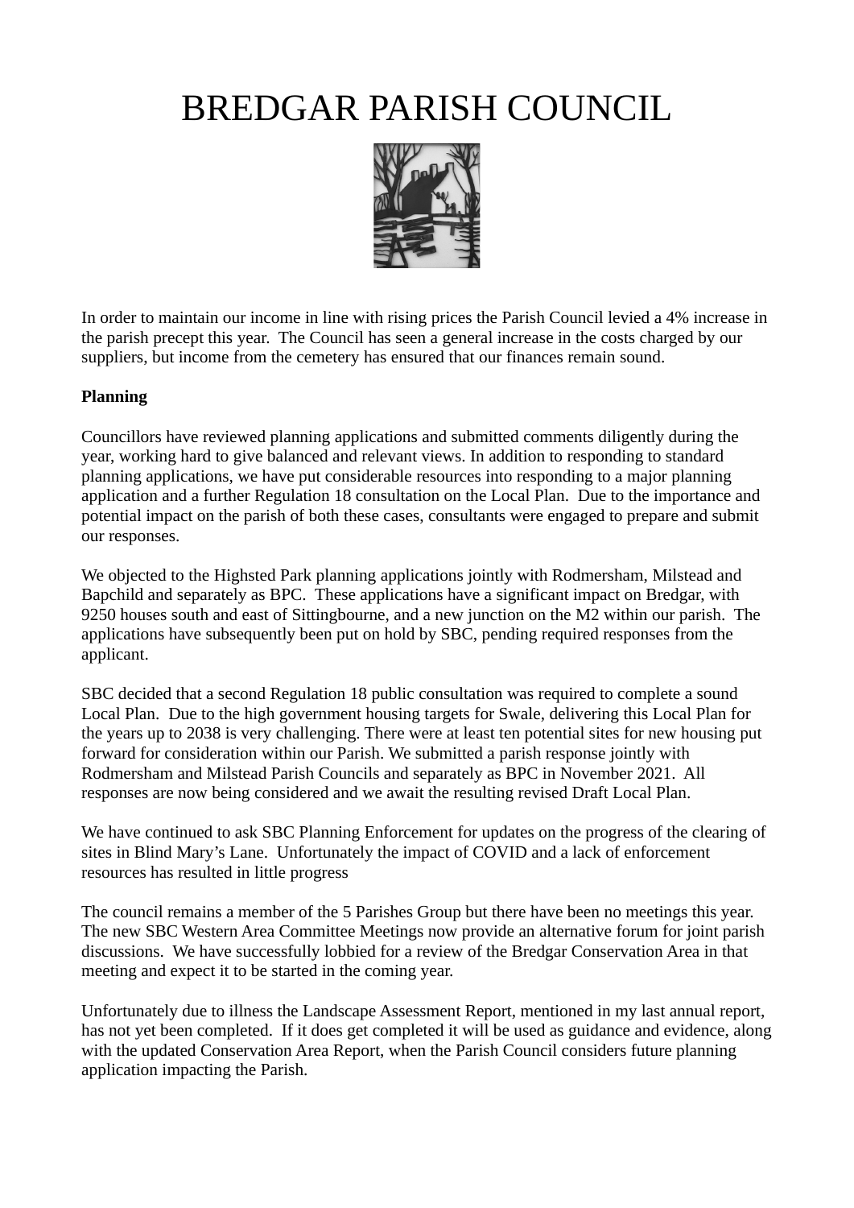# BREDGAR PARISH COUNCIL

In order to maintain our income in line with rising prices the Parish Council levied a 4% increase in the parish precept this year. The Council has seen a general increase in the costs charged by our suppliers, but income from the cemetery has ensured that our finances remain sound.

**Planning**

Councillors have reviewed planning applications and submitted comments diligently during the year, working hard to give balanced and relevant views. In addition to responding to standard planning applications, we have put considerable resources into responding to a major planning application and a further Regulation 18 consultation on the Local Plan. Due to the importance and potential impact on the parish of both these cases, consultants were engaged to prepare and submit our responses.

We objected to the Highsted Park planning applications jointly with Rodmersham, Milstead and Bapchild and separately as BPC. These applications have a significant impact on Bredgar, with 9250 houses south and east of Sittingbourne, and a new junction on the M2 within our parish. The applications have subsequently been put on hold by SBC, pending required responses from the applicant.

SBC decided that a second Regulation 18 public consultation was required to complete a sound Local Plan. Due to the high government housing targets for Swale, delivering this Local Plan for the years up to 2038 is very challenging. There were at least ten potential sites for new housing put forward for consideration within our Parish. We submitted a parish response jointly with Rodmersham and Milstead Parish Councils and separately as BPC in November 2021. All responses are now being considered and we await the resulting revised Draft Local Plan.

We have continued to ask SBC Planning Enforcement for updates on the progress of the clearing of sites in Blind Mary's Lane. Unfortunately the impact of COVID and a lack of enforcement resources has resulted in little progress

The council remains a member of the 5 Parishes Group but there have been no meetings this year. The new SBC Western Area Committee Meetings now provide an alternative forum for joint parish discussions. We have successfully lobbied for a review of the Bredgar Conservation Area in that meeting and expect it to be started in the coming year.

Unfortunately due to illness the Landscape Assessment Report, mentioned in my last annual report, has not yet been completed. If it does get completed it will be used as guidance and evidence, along with the updated Conservation Area Report, when the Parish Council considers future planning application impacting the Parish.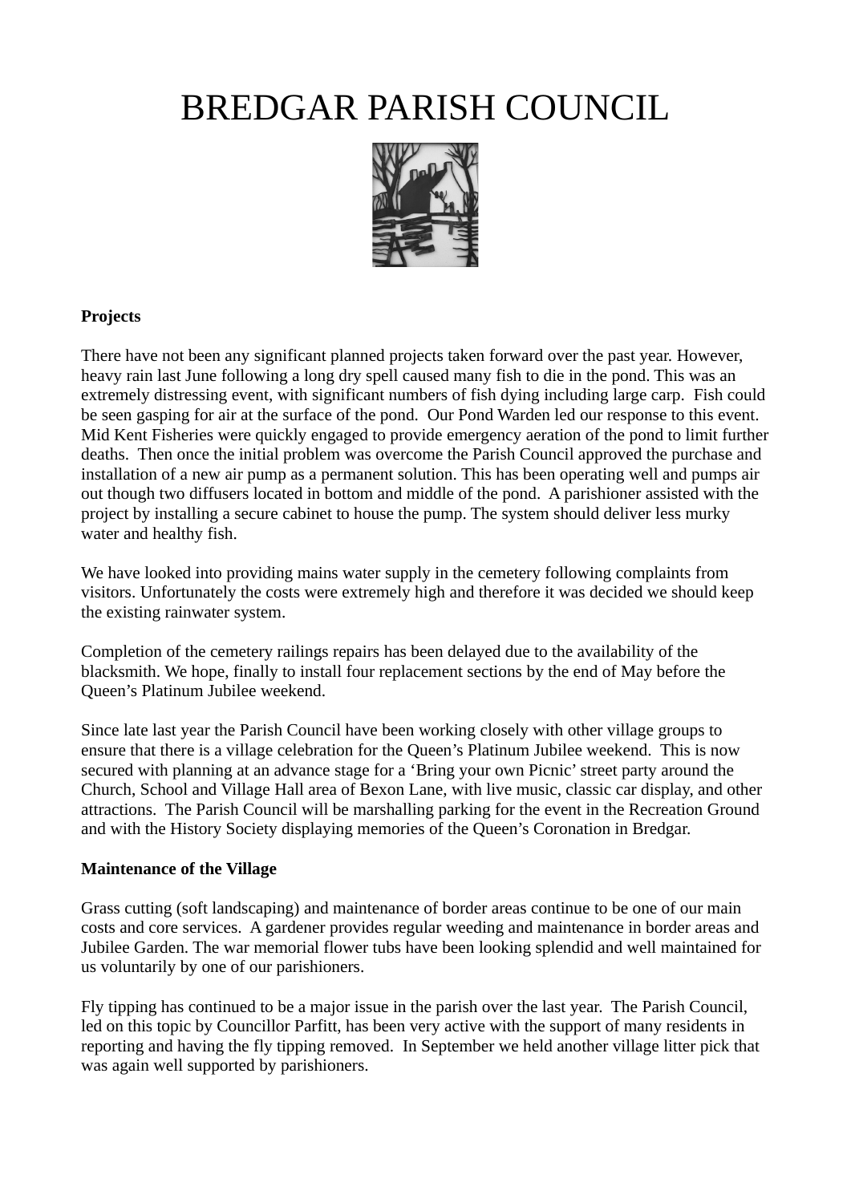# BREDGAR PARISH COUNCIL

**Projects**

There have not been any significant planned projects taken forward over the past year. However, heavy rain last June following a long dry spell caused many fish to die in the pond. This was an extremely distressing event, with significant numbers of fish dying including large carp. Fish could be seen gasping for air at the surface of the pond. Our Pond Warden led our response to this event. Mid Kent Fisheries were quickly engaged to provide emergency aeration of the pond to limit further deaths. Then once the initial problem was overcome the Parish Council approved the purchase and installation of a new air pump as a permanent solution. This has been operating well and pumps air out though two diffusers located in bottom and middle of the pond. A parishioner assisted with the project by installing a secure cabinet to house the pump. The system should deliver less murky water and healthy fish.

We have looked into providing mains water supply in the cemetery following complaints from visitors. Unfortunately the costs were extremely high and therefore it was decided we should keep the existing rainwater system.

Completion of the cemetery railings repairs has been delayed due to the availability of the blacksmith. We hope, finally to install four replacement sections by the end of May before the Queen's Platinum Jubilee weekend.

Since late last year the Parish Council have been working closely with other village groups to ensure that there is a village celebration for the Queen's Platinum Jubilee weekend. This is now secured with planning at an advance stage for a 'Bring your own Picnic' street party around the Church, School and Village Hall area of Bexon Lane, with live music, classic car display, and other attractions. The Parish Council will be marshalling parking for the event in the Recreation Ground and with the History Society displaying memories of the Queen's Coronation in Bredgar.

**Maintenance of the Village**

Grass cutting (soft landscaping) and maintenance of border areas continue to be one of our main costs and core services. A gardener provides regular weeding and maintenance in border areas and Jubilee Garden. The war memorial flower tubs have been looking splendid and well maintained for us voluntarily by one of our parishioners.

Fly tipping has continued to be a major issue in the parish over the last year. The Parish Council, led on this topic by Councillor Parfitt, has been very active with the support of many residents in reporting and having the fly tipping removed. In September we held another village litter pick that was again well supported by parishioners.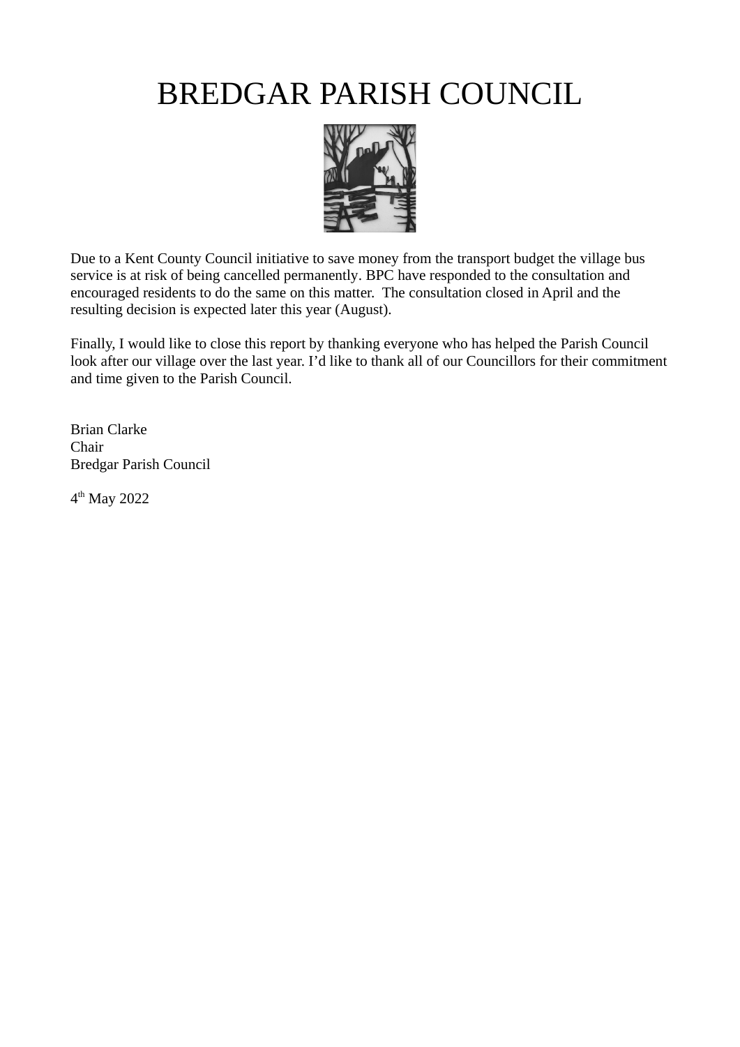# BREDGAR PARISH COUNCIL

Due to a Kent County Council initiative to save money from the transport budget the village bus service is at risk of being cancelled permanently. BPC have responded to the consultation and encouraged residents to do the same on this matter. The consultation closed in April and the resulting decision is expected later this year (August).

Finally, I would like to close this report by thanking everyone who has helped the Parish Council look after our village over the last year. I'd like to thank all of our Councillors for their commitment and time given to the Parish Council.

Brian Clarke
Chair
Bredgar Parish Council

4th May 2022